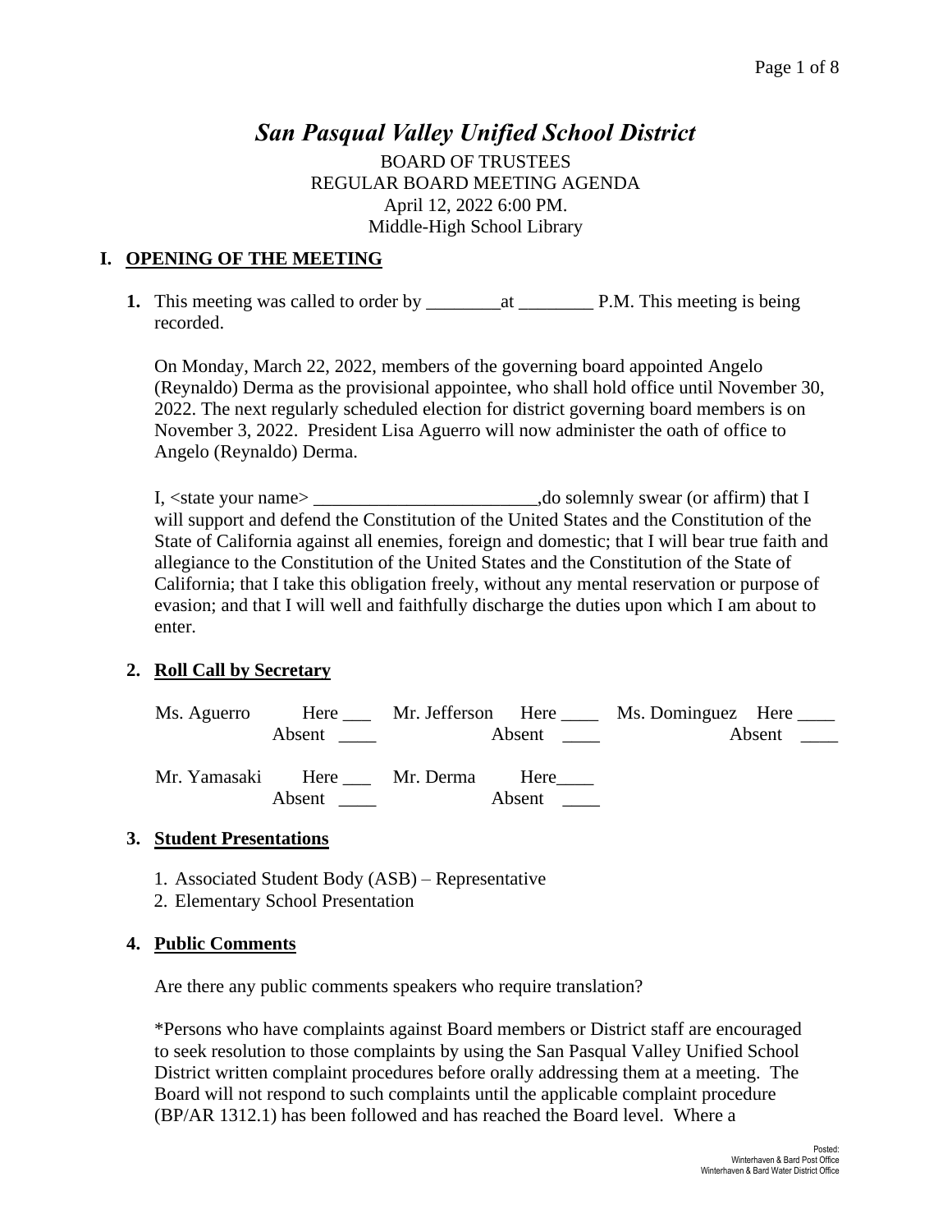# *San Pasqual Valley Unified School District*

BOARD OF TRUSTEES
REGULAR BOARD MEETING AGENDA
April 12, 2022 6:00 PM.
Middle-High School Library

## I. OPENING OF THE MEETING

**1.** This meeting was called to order by ________at ________ P.M. This meeting is being recorded.

On Monday, March 22, 2022, members of the governing board appointed Angelo (Reynaldo) Derma as the provisional appointee, who shall hold office until November 30, 2022. The next regularly scheduled election for district governing board members is on November 3, 2022. President Lisa Aguerro will now administer the oath of office to Angelo (Reynaldo) Derma.

I, <state your name> ________________________,do solemnly swear (or affirm) that I will support and defend the Constitution of the United States and the Constitution of the State of California against all enemies, foreign and domestic; that I will bear true faith and allegiance to the Constitution of the United States and the Constitution of the State of California; that I take this obligation freely, without any mental reservation or purpose of evasion; and that I will well and faithfully discharge the duties upon which I am about to enter.

**2. Roll Call by Secretary**

| | | | | | |
|---|---|---|---|---|---|
| Ms. Aguerro | Here ___ Absent ____ | Mr. Jefferson | Here ____ Absent ____ | Ms. Dominguez | Here ____ Absent ____ |
| Mr. Yamasaki | Here ___ Absent ____ | Mr. Derma | Here____ Absent ____ | | |

**3. Student Presentations**

1. Associated Student Body (ASB) – Representative
2. Elementary School Presentation

**4. Public Comments**

Are there any public comments speakers who require translation?

*Persons who have complaints against Board members or District staff are encouraged to seek resolution to those complaints by using the San Pasqual Valley Unified School District written complaint procedures before orally addressing them at a meeting. The Board will not respond to such complaints until the applicable complaint procedure (BP/AR 1312.1) has been followed and has reached the Board level. Where a

Posted:
Winterhaven & Bard Post Office
Winterhaven & Bard Water District Office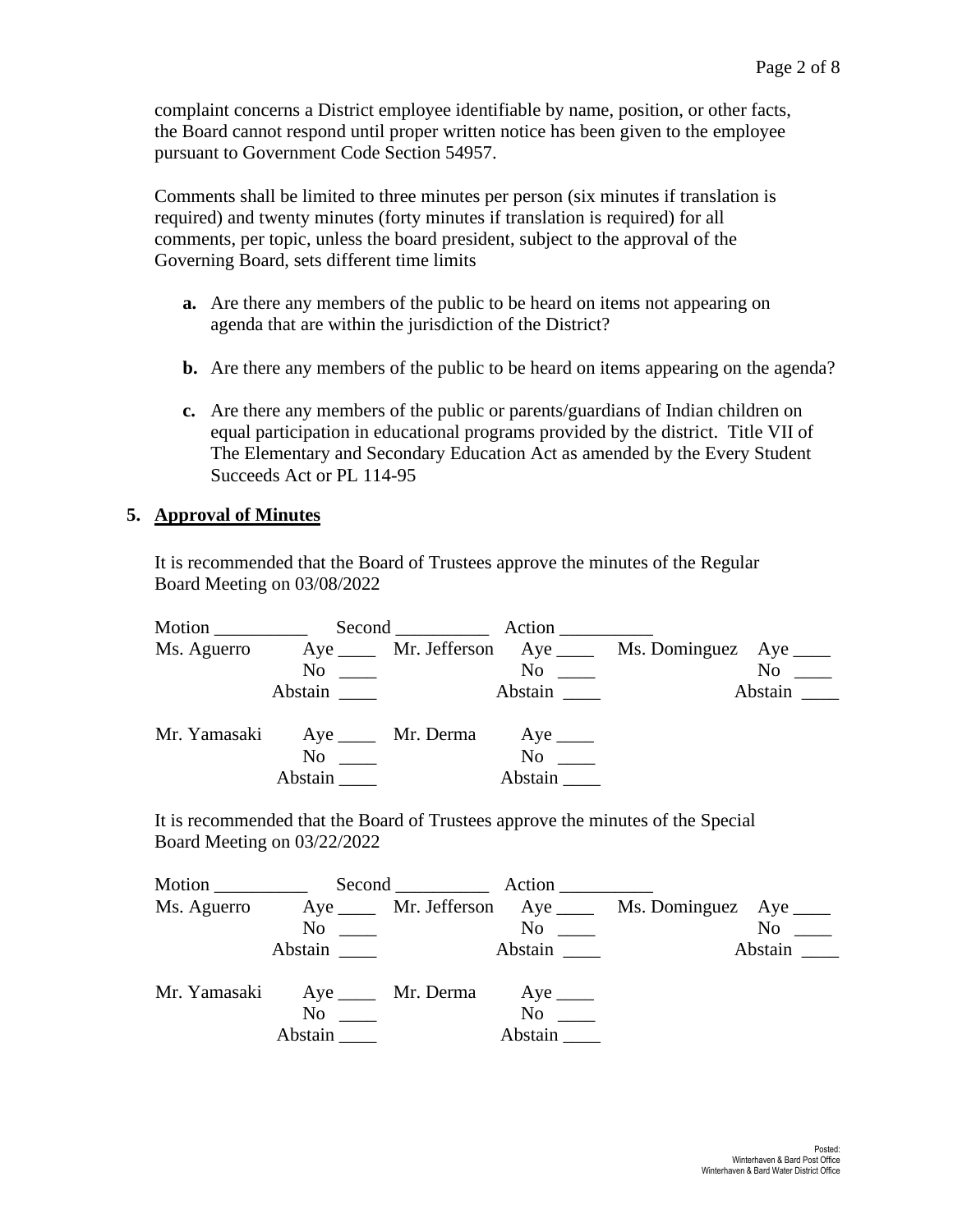complaint concerns a District employee identifiable by name, position, or other facts, the Board cannot respond until proper written notice has been given to the employee pursuant to Government Code Section 54957.

Comments shall be limited to three minutes per person (six minutes if translation is required) and twenty minutes (forty minutes if translation is required) for all comments, per topic, unless the board president, subject to the approval of the Governing Board, sets different time limits

**a.** Are there any members of the public to be heard on items not appearing on agenda that are within the jurisdiction of the District?

**b.** Are there any members of the public to be heard on items appearing on the agenda?

**c.** Are there any members of the public or parents/guardians of Indian children on equal participation in educational programs provided by the district. Title VII of The Elementary and Secondary Education Act as amended by the Every Student Succeeds Act or PL 114-95

## 5. Approval of Minutes

It is recommended that the Board of Trustees approve the minutes of the Regular Board Meeting on 03/08/2022

Motion __________ Second __________ Action __________

| | | | | | |
|---|---|---|---|---|---|
| Ms. Aguerro | Aye ____ | Mr. Jefferson | Aye ____ | Ms. Dominguez | Aye ____ |
| | No ____ | | No ____ | | No ____ |
| | Abstain ____ | | Abstain ____ | | Abstain ____ |
| Mr. Yamasaki | Aye ____ | Mr. Derma | Aye ____ | | |
| | No ____ | | No ____ | | |
| | Abstain ____ | | Abstain ____ | | |

It is recommended that the Board of Trustees approve the minutes of the Special Board Meeting on 03/22/2022

Motion __________ Second __________ Action __________

| | | | | | |
|---|---|---|---|---|---|
| Ms. Aguerro | Aye ____ | Mr. Jefferson | Aye ____ | Ms. Dominguez | Aye ____ |
| | No ____ | | No ____ | | No ____ |
| | Abstain ____ | | Abstain ____ | | Abstain ____ |
| Mr. Yamasaki | Aye ____ | Mr. Derma | Aye ____ | | |
| | No ____ | | No ____ | | |
| | Abstain ____ | | Abstain ____ | | |

Posted:
Winterhaven & Bard Post Office
Winterhaven & Bard Water District Office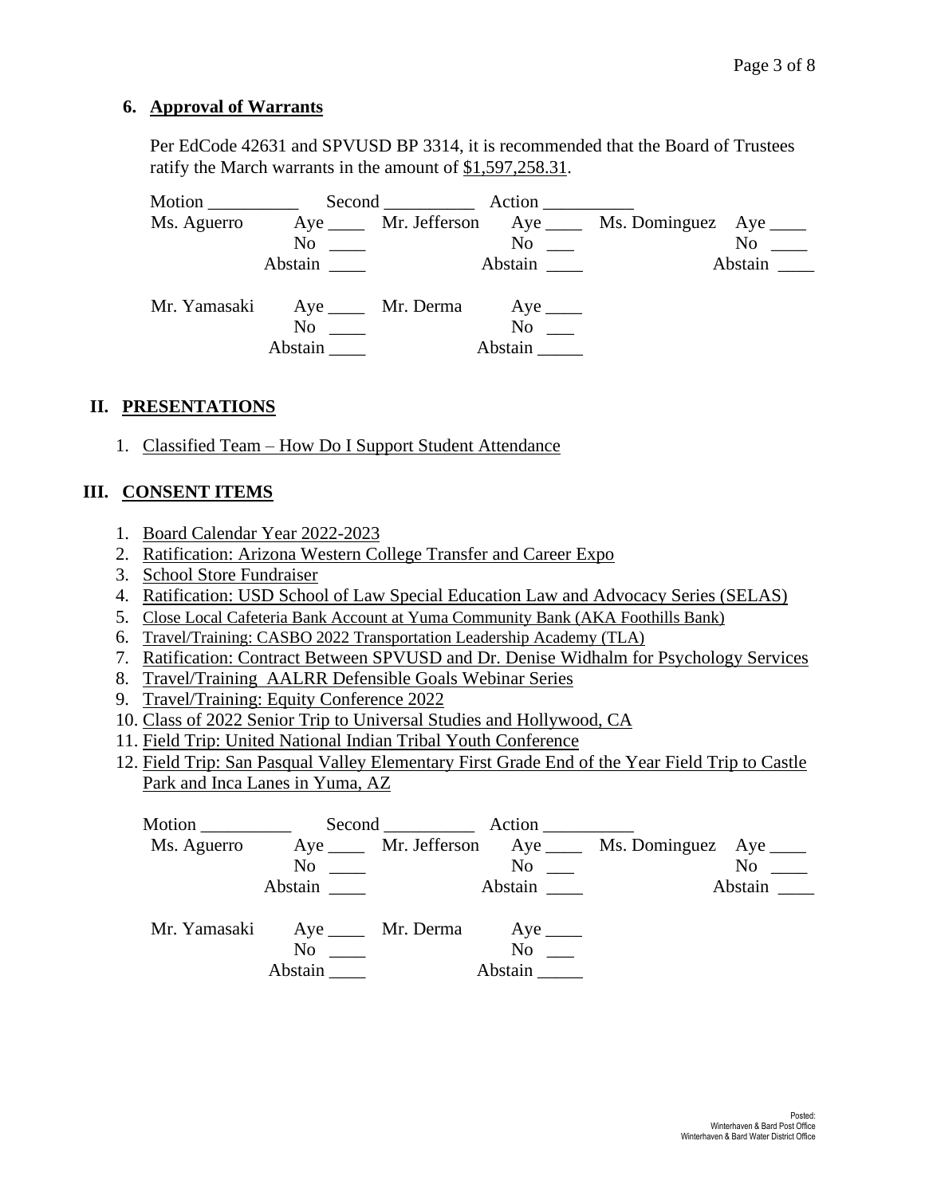### 6. Approval of Warrants

Per EdCode 42631 and SPVUSD BP 3314, it is recommended that the Board of Trustees ratify the March warrants in the amount of $1,597,258.31.

Motion __________ Second __________ Action __________

| | | | | | |
|---|---|---|---|---|---|
| Ms. Aguerro | Aye ____<br>No ____<br>Abstain ____ | Mr. Jefferson | Aye ____<br>No ___<br>Abstain ____ | Ms. Dominguez | Aye ____<br>No ____<br>Abstain ____ |
| Mr. Yamasaki | Aye ____<br>No ____<br>Abstain ____ | Mr. Derma | Aye ____<br>No ___<br>Abstain _____ | | |

## II. PRESENTATIONS

1. Classified Team – How Do I Support Student Attendance

## III. CONSENT ITEMS

1. Board Calendar Year 2022-2023
2. Ratification: Arizona Western College Transfer and Career Expo
3. School Store Fundraiser
4. Ratification: USD School of Law Special Education Law and Advocacy Series (SELAS)
5. Close Local Cafeteria Bank Account at Yuma Community Bank (AKA Foothills Bank)
6. Travel/Training: CASBO 2022 Transportation Leadership Academy (TLA)
7. Ratification: Contract Between SPVUSD and Dr. Denise Widhalm for Psychology Services
8. Travel/Training AALRR Defensible Goals Webinar Series
9. Travel/Training: Equity Conference 2022
10. Class of 2022 Senior Trip to Universal Studies and Hollywood, CA
11. Field Trip: United National Indian Tribal Youth Conference
12. Field Trip: San Pasqual Valley Elementary First Grade End of the Year Field Trip to Castle Park and Inca Lanes in Yuma, AZ

Motion __________ Second __________ Action __________

| | | | | | |
|---|---|---|---|---|---|
| Ms. Aguerro | Aye ____<br>No ____<br>Abstain ____ | Mr. Jefferson | Aye ____<br>No ___<br>Abstain ____ | Ms. Dominguez | Aye ____<br>No ____<br>Abstain ____ |
| Mr. Yamasaki | Aye ____<br>No ____<br>Abstain ____ | Mr. Derma | Aye ____<br>No ___<br>Abstain _____ | | |

Posted:
Winterhaven & Bard Post Office
Winterhaven & Bard Water District Office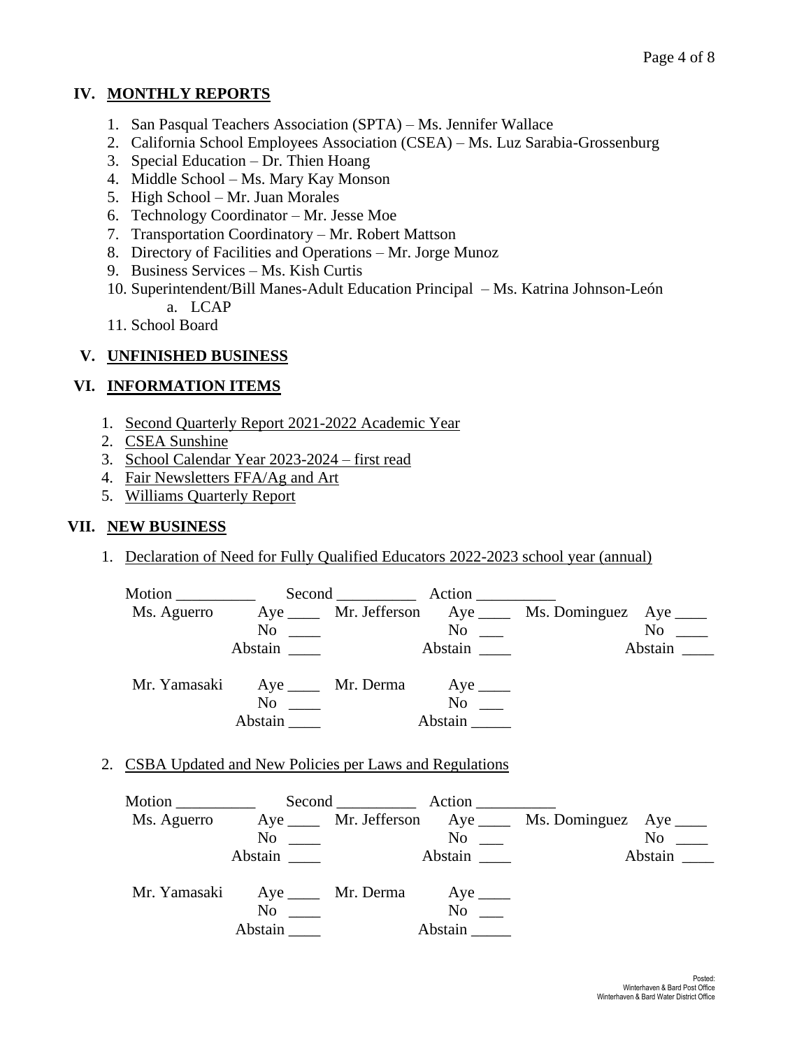## IV. MONTHLY REPORTS

1. San Pasqual Teachers Association (SPTA) – Ms. Jennifer Wallace
2. California School Employees Association (CSEA) – Ms. Luz Sarabia-Grossenburg
3. Special Education – Dr. Thien Hoang
4. Middle School – Ms. Mary Kay Monson
5. High School – Mr. Juan Morales
6. Technology Coordinator – Mr. Jesse Moe
7. Transportation Coordinatory – Mr. Robert Mattson
8. Directory of Facilities and Operations – Mr. Jorge Munoz
9. Business Services – Ms. Kish Curtis
10. Superintendent/Bill Manes-Adult Education Principal – Ms. Katrina Johnson-León
    a. LCAP
11. School Board

## V. UNFINISHED BUSINESS

## VI. INFORMATION ITEMS

1. Second Quarterly Report 2021-2022 Academic Year
2. CSEA Sunshine
3. School Calendar Year 2023-2024 – first read
4. Fair Newsletters FFA/Ag and Art
5. Williams Quarterly Report

## VII. NEW BUSINESS

1. Declaration of Need for Fully Qualified Educators 2022-2023 school year (annual)

   Motion __________ Second __________ Action __________

   | | | | | | |
   |---|---|---|---|---|---|
   | Ms. Aguerro | Aye ____ | Mr. Jefferson | Aye ____ | Ms. Dominguez | Aye ____ |
   | | No ____ | | No ___ | | No ____ |
   | | Abstain ____ | | Abstain ____ | | Abstain ____ |
   | Mr. Yamasaki | Aye ____ | Mr. Derma | Aye ____ | | |
   | | No ____ | | No ___ | | |
   | | Abstain ____ | | Abstain _____ | | |

2. CSBA Updated and New Policies per Laws and Regulations

   Motion __________ Second __________ Action __________

   | | | | | | |
   |---|---|---|---|---|---|
   | Ms. Aguerro | Aye ____ | Mr. Jefferson | Aye ____ | Ms. Dominguez | Aye ____ |
   | | No ____ | | No ___ | | No ____ |
   | | Abstain ____ | | Abstain ____ | | Abstain ____ |
   | Mr. Yamasaki | Aye ____ | Mr. Derma | Aye ____ | | |
   | | No ____ | | No ___ | | |
   | | Abstain ____ | | Abstain _____ | | |

Posted:
Winterhaven & Bard Post Office
Winterhaven & Bard Water District Office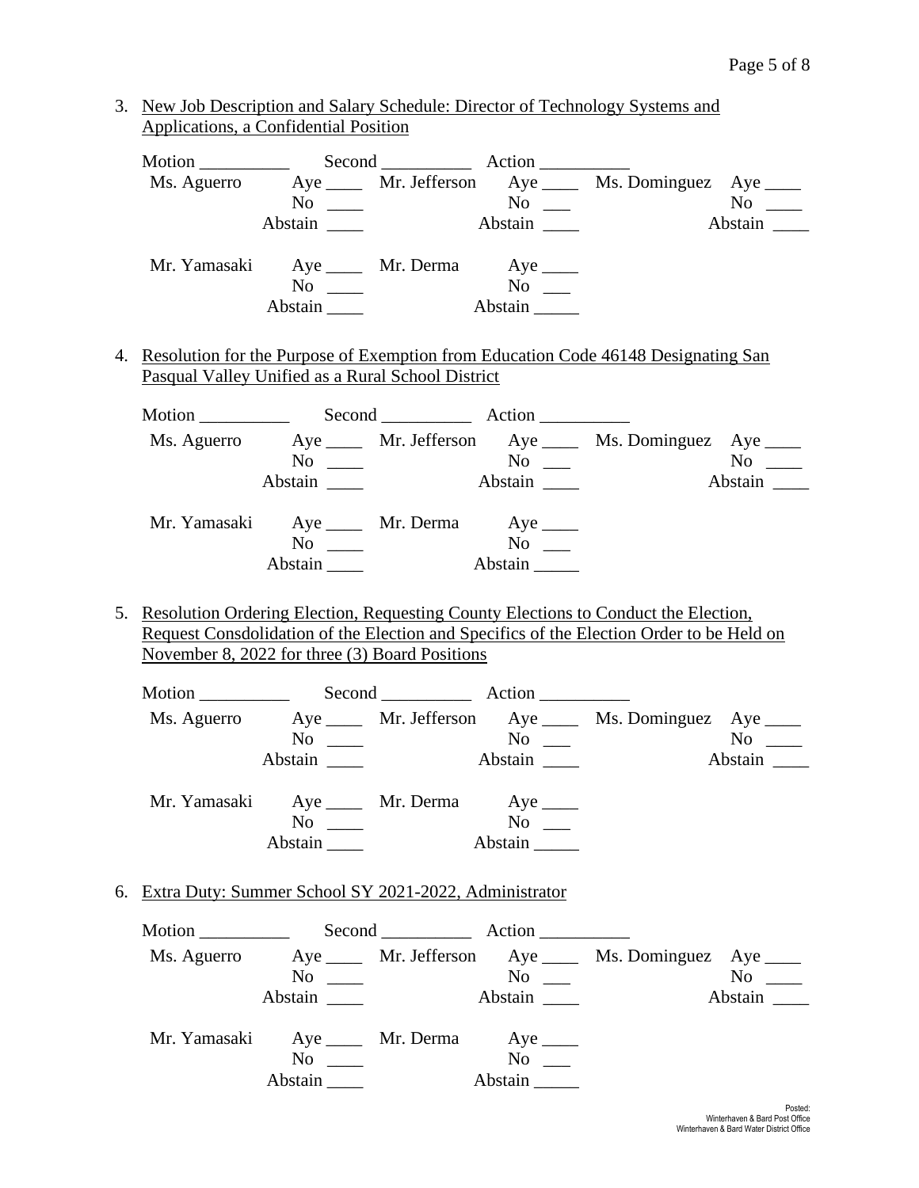3. New Job Description and Salary Schedule: Director of Technology Systems and Applications, a Confidential Position

Motion __________ Second __________ Action __________

| | | | | | |
|---|---|---|---|---|---|
| Ms. Aguerro | Aye ____ | Mr. Jefferson | Aye ____ | Ms. Dominguez | Aye ____ |
| | No ____ | | No ___ | | No ____ |
| | Abstain ____ | | Abstain ____ | | Abstain ____ |
| Mr. Yamasaki | Aye ____ | Mr. Derma | Aye ____ | | |
| | No ____ | | No ___ | | |
| | Abstain ____ | | Abstain _____ | | |

4. Resolution for the Purpose of Exemption from Education Code 46148 Designating San Pasqual Valley Unified as a Rural School District

Motion __________ Second __________ Action __________

| | | | | | |
|---|---|---|---|---|---|
| Ms. Aguerro | Aye ____ | Mr. Jefferson | Aye ____ | Ms. Dominguez | Aye ____ |
| | No ____ | | No ___ | | No ____ |
| | Abstain ____ | | Abstain ____ | | Abstain ____ |
| Mr. Yamasaki | Aye ____ | Mr. Derma | Aye ____ | | |
| | No ____ | | No ___ | | |
| | Abstain ____ | | Abstain _____ | | |

5. Resolution Ordering Election, Requesting County Elections to Conduct the Election, Request Consdolidation of the Election and Specifics of the Election Order to be Held on November 8, 2022 for three (3) Board Positions

Motion __________ Second __________ Action __________

| | | | | | |
|---|---|---|---|---|---|
| Ms. Aguerro | Aye ____ | Mr. Jefferson | Aye ____ | Ms. Dominguez | Aye ____ |
| | No ____ | | No ___ | | No ____ |
| | Abstain ____ | | Abstain ____ | | Abstain ____ |
| Mr. Yamasaki | Aye ____ | Mr. Derma | Aye ____ | | |
| | No ____ | | No ___ | | |
| | Abstain ____ | | Abstain _____ | | |

6. Extra Duty: Summer School SY 2021-2022, Administrator

Motion __________ Second __________ Action __________

| | | | | | |
|---|---|---|---|---|---|
| Ms. Aguerro | Aye ____ | Mr. Jefferson | Aye ____ | Ms. Dominguez | Aye ____ |
| | No ____ | | No ___ | | No ____ |
| | Abstain ____ | | Abstain ____ | | Abstain ____ |
| Mr. Yamasaki | Aye ____ | Mr. Derma | Aye ____ | | |
| | No ____ | | No ___ | | |
| | Abstain ____ | | Abstain _____ | | |

Posted:
Winterhaven & Bard Post Office
Winterhaven & Bard Water District Office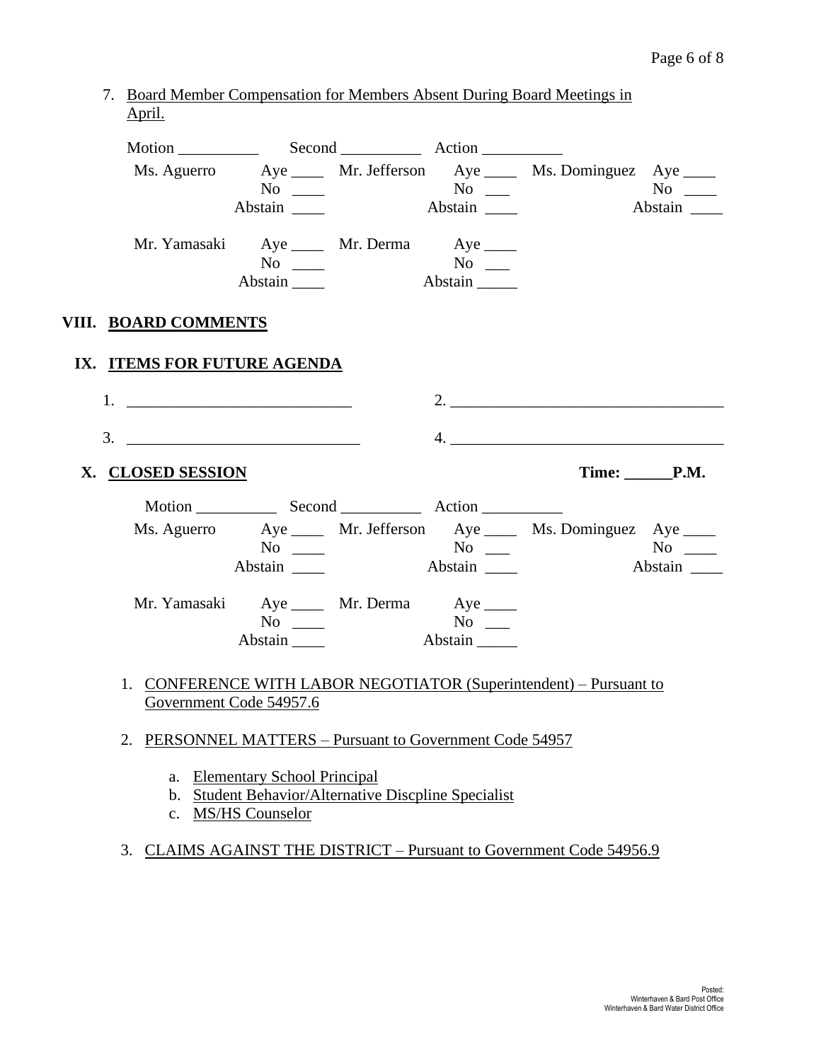7. Board Member Compensation for Members Absent During Board Meetings in April.

Motion __________ Second __________ Action __________

| | | | | | |
|---|---|---|---|---|---|
| Ms. Aguerro | Aye ____ | Mr. Jefferson | Aye ____ | Ms. Dominguez | Aye ____ |
| | No ____ | | No ___ | | No ____ |
| | Abstain ____ | | Abstain ____ | | Abstain ____ |
| Mr. Yamasaki | Aye ____ | Mr. Derma | Aye ____ | | |
| | No ____ | | No ___ | | |
| | Abstain ____ | | Abstain _____ | | |

## VIII. BOARD COMMENTS

## IX. ITEMS FOR FUTURE AGENDA

1. ____________________________ 2. ___________________________________

3. ____________________________ 4. ___________________________________

## X. CLOSED SESSION

**Time: ______P.M.**

Motion __________ Second __________ Action __________

| | | | | | |
|---|---|---|---|---|---|
| Ms. Aguerro | Aye ____ | Mr. Jefferson | Aye ____ | Ms. Dominguez | Aye ____ |
| | No ____ | | No ___ | | No ____ |
| | Abstain ____ | | Abstain ____ | | Abstain ____ |
| Mr. Yamasaki | Aye ____ | Mr. Derma | Aye ____ | | |
| | No ____ | | No ___ | | |
| | Abstain ____ | | Abstain _____ | | |

1. CONFERENCE WITH LABOR NEGOTIATOR (Superintendent) – Pursuant to Government Code 54957.6

2. PERSONNEL MATTERS – Pursuant to Government Code 54957

   a. Elementary School Principal
   b. Student Behavior/Alternative Discpline Specialist
   c. MS/HS Counselor

3. CLAIMS AGAINST THE DISTRICT – Pursuant to Government Code 54956.9

Posted:
Winterhaven & Bard Post Office
Winterhaven & Bard Water District Office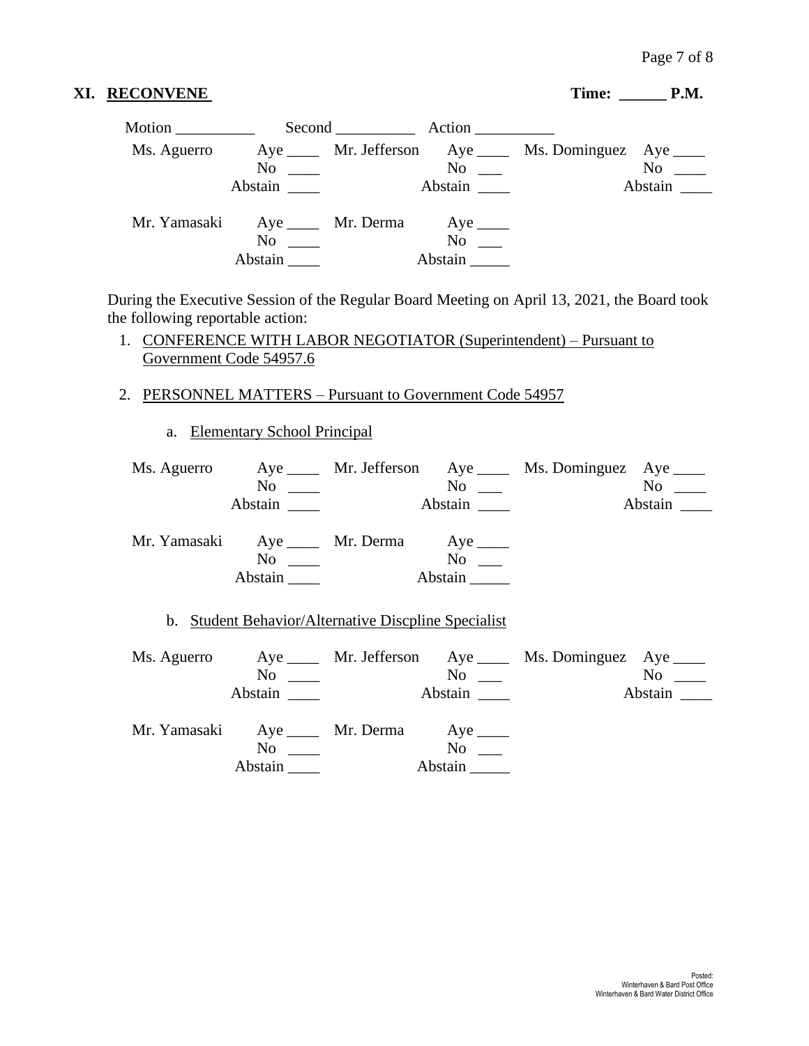## XI. RECONVENE

**Time: ______ P.M.**

Motion __________ Second __________ Action __________

| | | | | | |
|---|---|---|---|---|---|
| Ms. Aguerro | Aye ____<br>No ____<br>Abstain ____ | Mr. Jefferson | Aye ____<br>No ___<br>Abstain ____ | Ms. Dominguez | Aye ____<br>No ____<br>Abstain ____ |
| Mr. Yamasaki | Aye ____<br>No ____<br>Abstain ____ | Mr. Derma | Aye ____<br>No ___<br>Abstain _____ | | |

During the Executive Session of the Regular Board Meeting on April 13, 2021, the Board took the following reportable action:

1. CONFERENCE WITH LABOR NEGOTIATOR (Superintendent) – Pursuant to Government Code 54957.6

2. PERSONNEL MATTERS – Pursuant to Government Code 54957

   a. Elementary School Principal

| | | | | | |
|---|---|---|---|---|---|
| Ms. Aguerro | Aye ____<br>No ____<br>Abstain ____ | Mr. Jefferson | Aye ____<br>No ___<br>Abstain ____ | Ms. Dominguez | Aye ____<br>No ____<br>Abstain ____ |
| Mr. Yamasaki | Aye ____<br>No ____<br>Abstain ____ | Mr. Derma | Aye ____<br>No ___<br>Abstain _____ | | |

   b. Student Behavior/Alternative Discpline Specialist

| | | | | | |
|---|---|---|---|---|---|
| Ms. Aguerro | Aye ____<br>No ____<br>Abstain ____ | Mr. Jefferson | Aye ____<br>No ___<br>Abstain ____ | Ms. Dominguez | Aye ____<br>No ____<br>Abstain ____ |
| Mr. Yamasaki | Aye ____<br>No ____<br>Abstain ____ | Mr. Derma | Aye ____<br>No ___<br>Abstain _____ | | |

Posted:
Winterhaven & Bard Post Office
Winterhaven & Bard Water District Office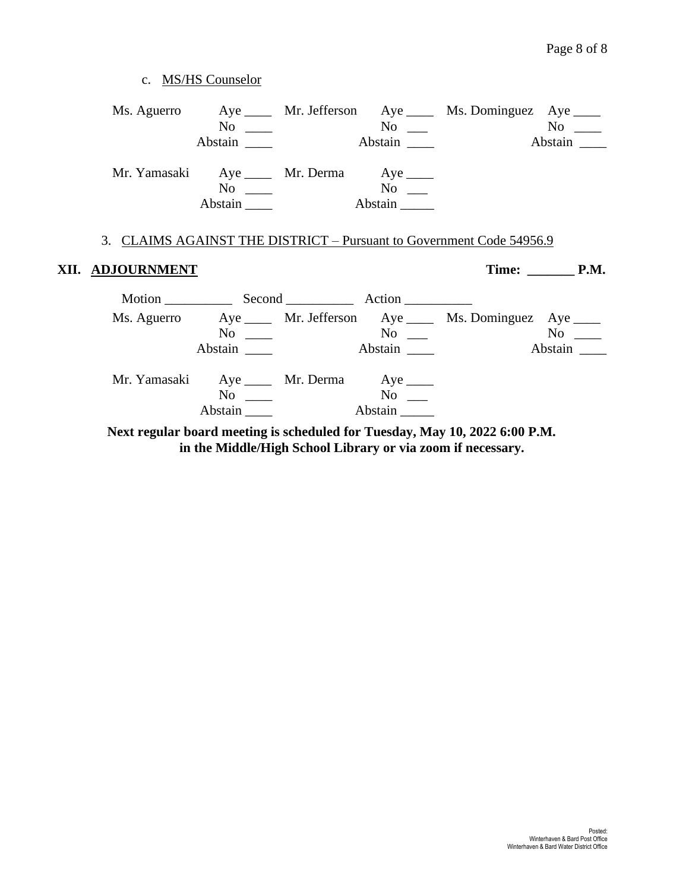c. MS/HS Counselor

| | | | | | |
|---|---|---|---|---|---|
| Ms. Aguerro | Aye ____<br>No ____<br>Abstain ____ | Mr. Jefferson | Aye ____<br>No ___<br>Abstain ____ | Ms. Dominguez | Aye ____<br>No ____<br>Abstain ____ |
| Mr. Yamasaki | Aye ____<br>No ____<br>Abstain ____ | Mr. Derma | Aye ____<br>No ___<br>Abstain _____ | | |

3. CLAIMS AGAINST THE DISTRICT – Pursuant to Government Code 54956.9

## XII. ADJOURNMENT

**Time: _______ P.M.**

Motion __________ Second __________ Action __________

| | | | | | |
|---|---|---|---|---|---|
| Ms. Aguerro | Aye ____<br>No ____<br>Abstain ____ | Mr. Jefferson | Aye ____<br>No ___<br>Abstain ____ | Ms. Dominguez | Aye ____<br>No ____<br>Abstain ____ |
| Mr. Yamasaki | Aye ____<br>No ____<br>Abstain ____ | Mr. Derma | Aye ____<br>No ___<br>Abstain _____ | | |

**Next regular board meeting is scheduled for Tuesday, May 10, 2022 6:00 P.M. in the Middle/High School Library or via zoom if necessary.**

Posted:
Winterhaven & Bard Post Office
Winterhaven & Bard Water District Office